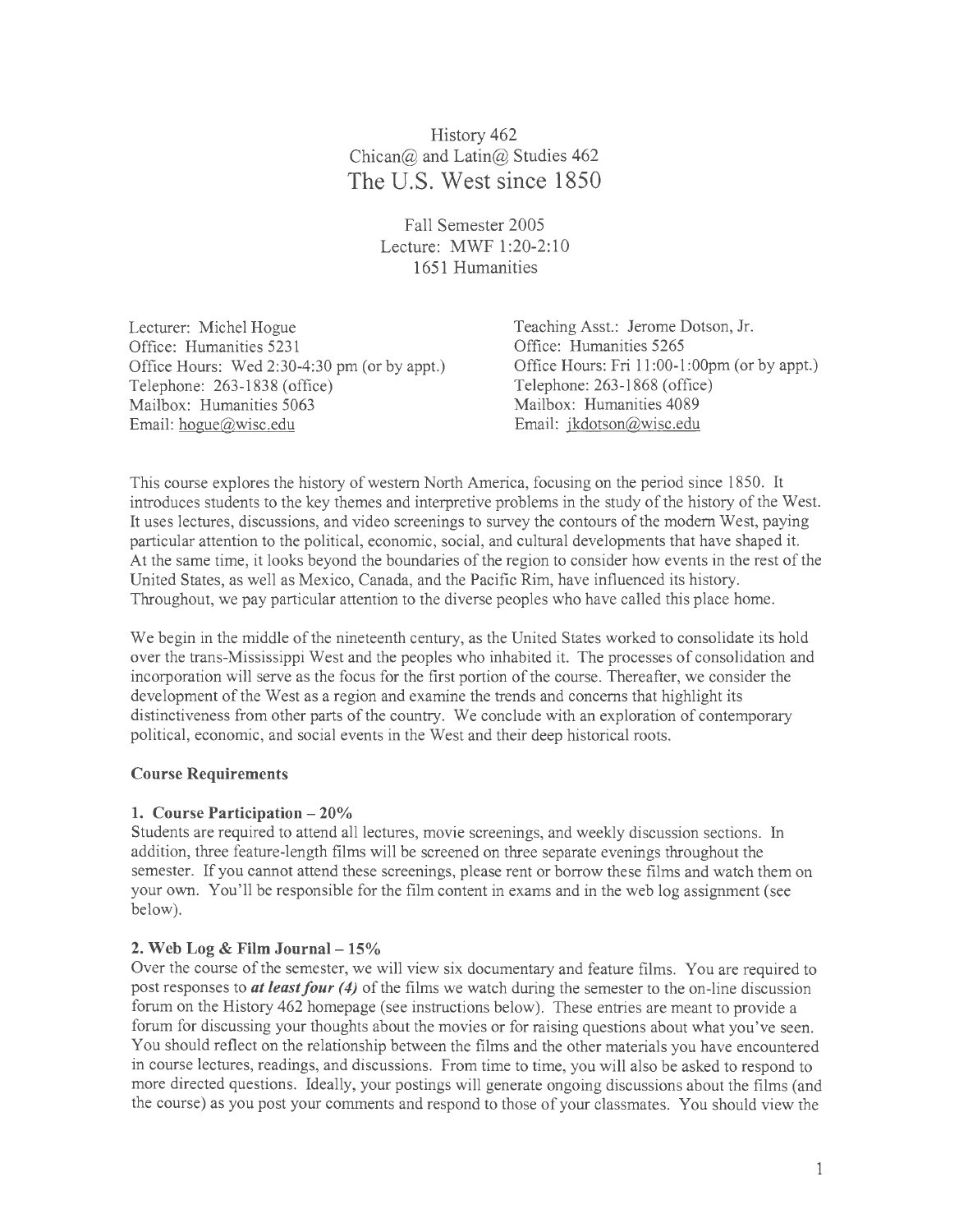# History 462
# Chican@ and Latin@ Studies 462
# The U.S. West since 1850

Fall Semester 2005
Lecture: MWF 1:20-2:10
1651 Humanities

Lecturer: Michel Hogue
Office: Humanities 5231
Office Hours: Wed 2:30-4:30 pm (or by appt.)
Telephone: 263-1838 (office)
Mailbox: Humanities 5063
Email: hogue@wisc.edu

Teaching Asst.: Jerome Dotson, Jr.
Office: Humanities 5265
Office Hours: Fri 11:00-1:00pm (or by appt.)
Telephone: 263-1868 (office)
Mailbox: Humanities 4089
Email: jkdotson@wisc.edu

This course explores the history of western North America, focusing on the period since 1850. It introduces students to the key themes and interpretive problems in the study of the history of the West. It uses lectures, discussions, and video screenings to survey the contours of the modern West, paying particular attention to the political, economic, social, and cultural developments that have shaped it. At the same time, it looks beyond the boundaries of the region to consider how events in the rest of the United States, as well as Mexico, Canada, and the Pacific Rim, have influenced its history. Throughout, we pay particular attention to the diverse peoples who have called this place home.

We begin in the middle of the nineteenth century, as the United States worked to consolidate its hold over the trans-Mississippi West and the peoples who inhabited it. The processes of consolidation and incorporation will serve as the focus for the first portion of the course. Thereafter, we consider the development of the West as a region and examine the trends and concerns that highlight its distinctiveness from other parts of the country. We conclude with an exploration of contemporary political, economic, and social events in the West and their deep historical roots.

**Course Requirements**

**1. Course Participation – 20%**
Students are required to attend all lectures, movie screenings, and weekly discussion sections. In addition, three feature-length films will be screened on three separate evenings throughout the semester. If you cannot attend these screenings, please rent or borrow these films and watch them on your own. You'll be responsible for the film content in exams and in the web log assignment (see below).

**2. Web Log & Film Journal – 15%**
Over the course of the semester, we will view six documentary and feature films. You are required to post responses to ***at least four (4)*** of the films we watch during the semester to the on-line discussion forum on the History 462 homepage (see instructions below). These entries are meant to provide a forum for discussing your thoughts about the movies or for raising questions about what you've seen. You should reflect on the relationship between the films and the other materials you have encountered in course lectures, readings, and discussions. From time to time, you will also be asked to respond to more directed questions. Ideally, your postings will generate ongoing discussions about the films (and the course) as you post your comments and respond to those of your classmates. You should view the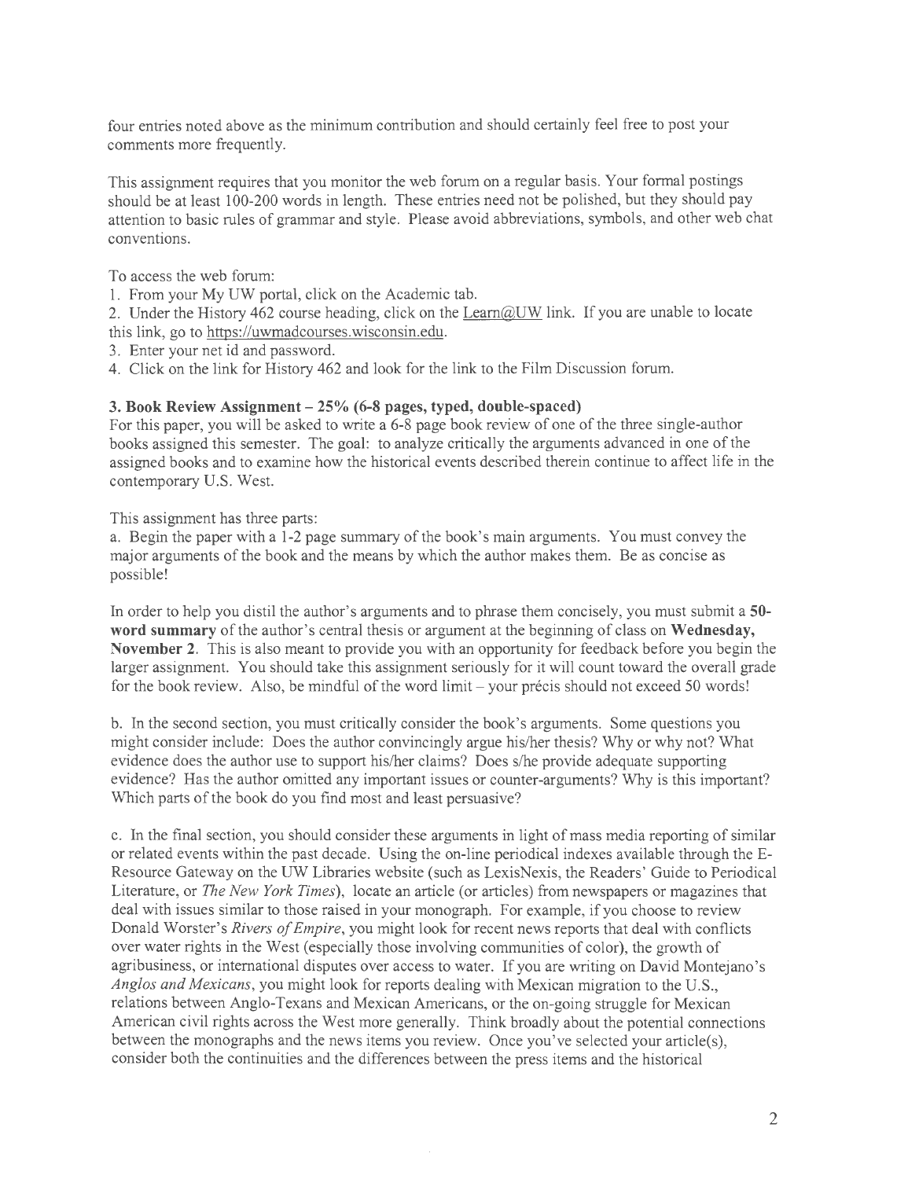four entries noted above as the minimum contribution and should certainly feel free to post your comments more frequently.

This assignment requires that you monitor the web forum on a regular basis. Your formal postings should be at least 100-200 words in length. These entries need not be polished, but they should pay attention to basic rules of grammar and style. Please avoid abbreviations, symbols, and other web chat conventions.

To access the web forum:

1. From your My UW portal, click on the Academic tab.
2. Under the History 462 course heading, click on the Learn@UW link. If you are unable to locate this link, go to https://uwmadcourses.wisconsin.edu.
3. Enter your net id and password.
4. Click on the link for History 462 and look for the link to the Film Discussion forum.

**3. Book Review Assignment – 25% (6-8 pages, typed, double-spaced)**

For this paper, you will be asked to write a 6-8 page book review of one of the three single-author books assigned this semester. The goal: to analyze critically the arguments advanced in one of the assigned books and to examine how the historical events described therein continue to affect life in the contemporary U.S. West.

This assignment has three parts:

a. Begin the paper with a 1-2 page summary of the book's main arguments. You must convey the major arguments of the book and the means by which the author makes them. Be as concise as possible!

In order to help you distil the author's arguments and to phrase them concisely, you must submit a **50-word summary** of the author's central thesis or argument at the beginning of class on **Wednesday, November 2**. This is also meant to provide you with an opportunity for feedback before you begin the larger assignment. You should take this assignment seriously for it will count toward the overall grade for the book review. Also, be mindful of the word limit – your précis should not exceed 50 words!

b. In the second section, you must critically consider the book's arguments. Some questions you might consider include: Does the author convincingly argue his/her thesis? Why or why not? What evidence does the author use to support his/her claims? Does s/he provide adequate supporting evidence? Has the author omitted any important issues or counter-arguments? Why is this important? Which parts of the book do you find most and least persuasive?

c. In the final section, you should consider these arguments in light of mass media reporting of similar or related events within the past decade. Using the on-line periodical indexes available through the E-Resource Gateway on the UW Libraries website (such as LexisNexis, the Readers' Guide to Periodical Literature, or *The New York Times*), locate an article (or articles) from newspapers or magazines that deal with issues similar to those raised in your monograph. For example, if you choose to review Donald Worster's *Rivers of Empire*, you might look for recent news reports that deal with conflicts over water rights in the West (especially those involving communities of color), the growth of agribusiness, or international disputes over access to water. If you are writing on David Montejano's *Anglos and Mexicans*, you might look for reports dealing with Mexican migration to the U.S., relations between Anglo-Texans and Mexican Americans, or the on-going struggle for Mexican American civil rights across the West more generally. Think broadly about the potential connections between the monographs and the news items you review. Once you've selected your article(s), consider both the continuities and the differences between the press items and the historical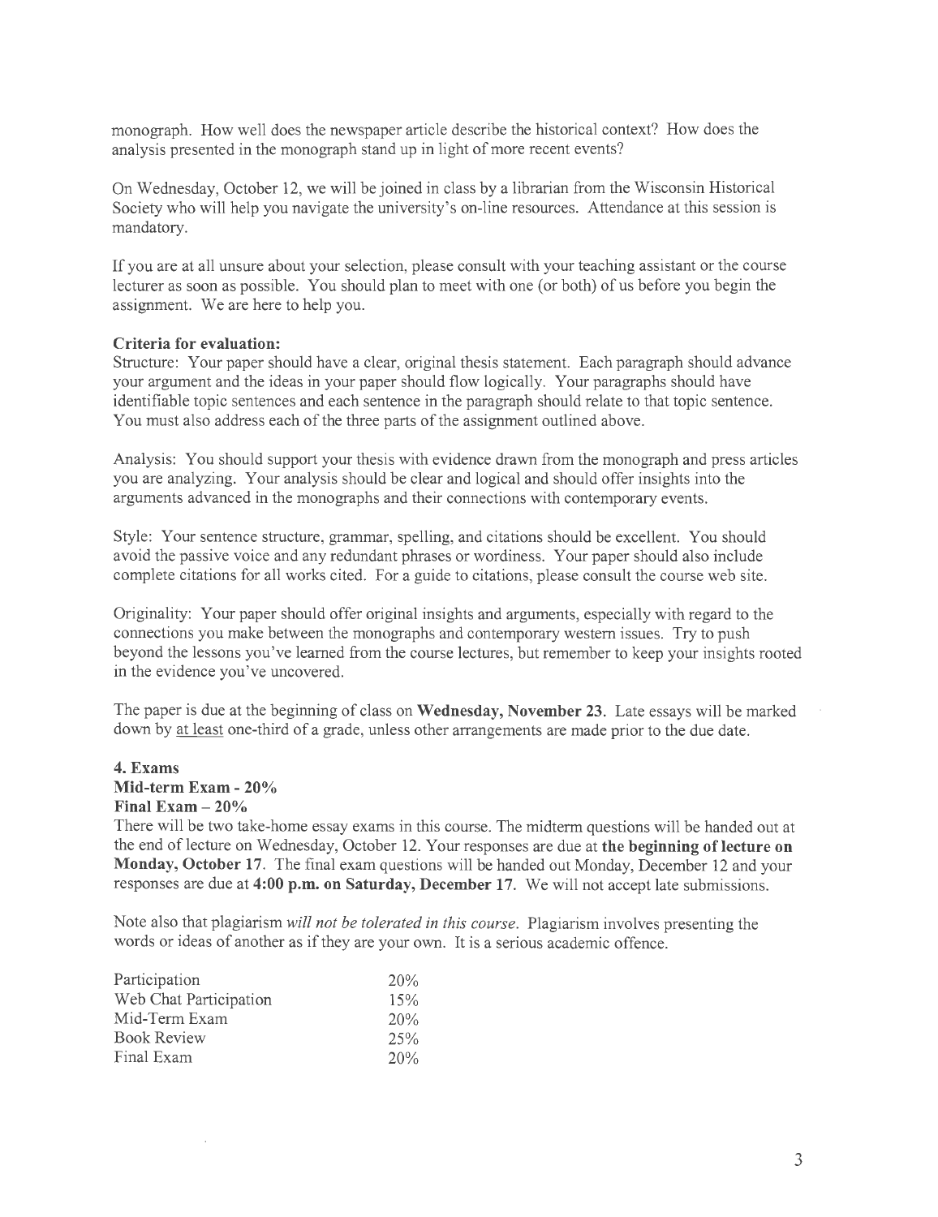monograph. How well does the newspaper article describe the historical context? How does the analysis presented in the monograph stand up in light of more recent events?

On Wednesday, October 12, we will be joined in class by a librarian from the Wisconsin Historical Society who will help you navigate the university's on-line resources. Attendance at this session is mandatory.

If you are at all unsure about your selection, please consult with your teaching assistant or the course lecturer as soon as possible. You should plan to meet with one (or both) of us before you begin the assignment. We are here to help you.

**Criteria for evaluation:**

Structure: Your paper should have a clear, original thesis statement. Each paragraph should advance your argument and the ideas in your paper should flow logically. Your paragraphs should have identifiable topic sentences and each sentence in the paragraph should relate to that topic sentence. You must also address each of the three parts of the assignment outlined above.

Analysis: You should support your thesis with evidence drawn from the monograph and press articles you are analyzing. Your analysis should be clear and logical and should offer insights into the arguments advanced in the monographs and their connections with contemporary events.

Style: Your sentence structure, grammar, spelling, and citations should be excellent. You should avoid the passive voice and any redundant phrases or wordiness. Your paper should also include complete citations for all works cited. For a guide to citations, please consult the course web site.

Originality: Your paper should offer original insights and arguments, especially with regard to the connections you make between the monographs and contemporary western issues. Try to push beyond the lessons you've learned from the course lectures, but remember to keep your insights rooted in the evidence you've uncovered.

The paper is due at the beginning of class on **Wednesday, November 23.** Late essays will be marked down by <u>at least</u> one-third of a grade, unless other arrangements are made prior to the due date.

### 4. Exams

**Mid-term Exam - 20%**
**Final Exam – 20%**

There will be two take-home essay exams in this course. The midterm questions will be handed out at the end of lecture on Wednesday, October 12. Your responses are due at **the beginning of lecture on Monday, October 17**. The final exam questions will be handed out Monday, December 12 and your responses are due at **4:00 p.m. on Saturday, December 17.** We will not accept late submissions.

Note also that plagiarism *will not be tolerated in this course*. Plagiarism involves presenting the words or ideas of another as if they are your own. It is a serious academic offence.

| | |
|---|---|
| Participation | 20% |
| Web Chat Participation | 15% |
| Mid-Term Exam | 20% |
| Book Review | 25% |
| Final Exam | 20% |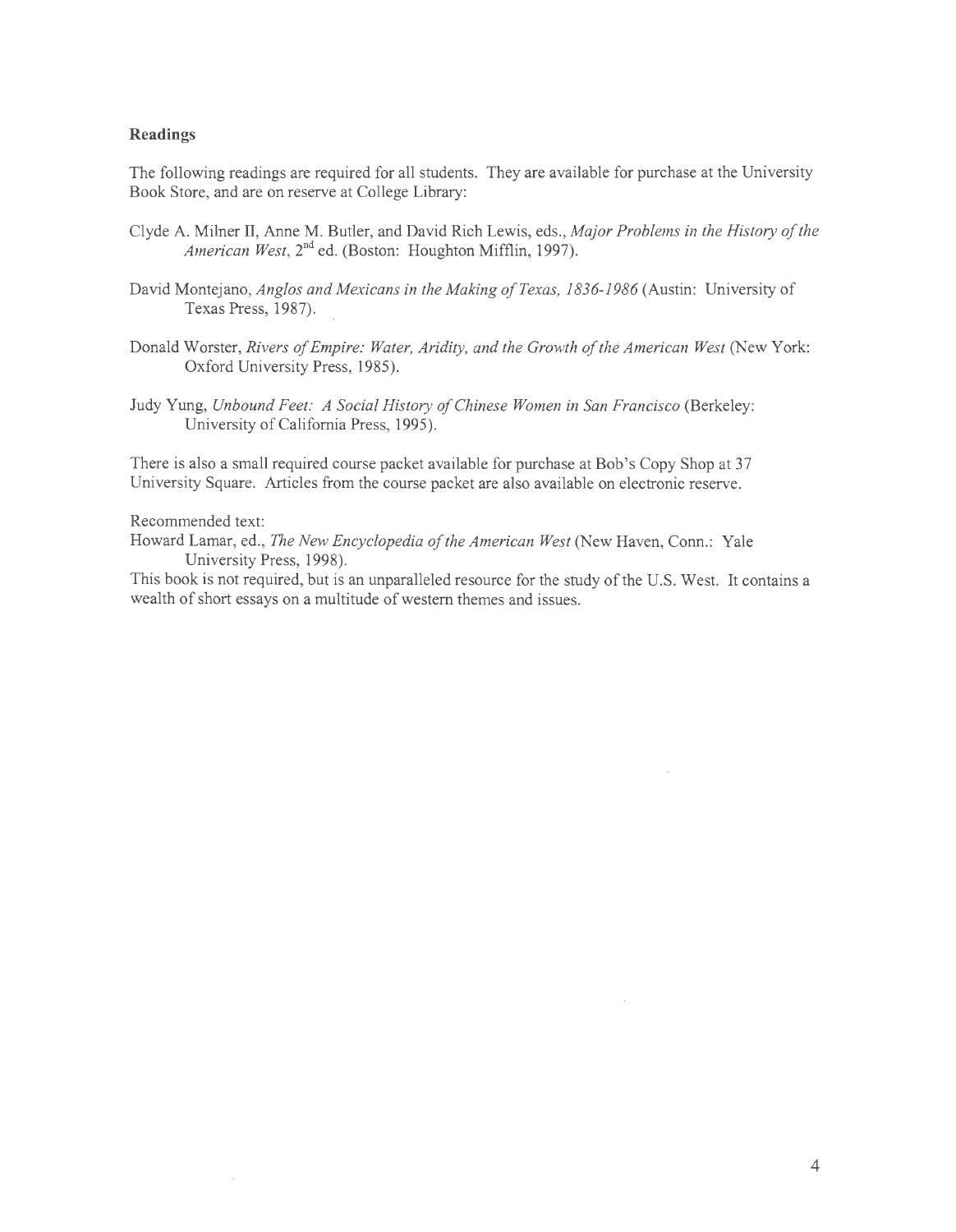**Readings**

The following readings are required for all students. They are available for purchase at the University Book Store, and are on reserve at College Library:

Clyde A. Milner II, Anne M. Butler, and David Rich Lewis, eds., *Major Problems in the History of the American West*, 2nd ed. (Boston: Houghton Mifflin, 1997).

David Montejano, *Anglos and Mexicans in the Making of Texas, 1836-1986* (Austin: University of Texas Press, 1987).

Donald Worster, *Rivers of Empire: Water, Aridity, and the Growth of the American West* (New York: Oxford University Press, 1985).

Judy Yung, *Unbound Feet: A Social History of Chinese Women in San Francisco* (Berkeley: University of California Press, 1995).

There is also a small required course packet available for purchase at Bob's Copy Shop at 37 University Square. Articles from the course packet are also available on electronic reserve.

Recommended text:

Howard Lamar, ed., *The New Encyclopedia of the American West* (New Haven, Conn.: Yale University Press, 1998).

This book is not required, but is an unparalleled resource for the study of the U.S. West. It contains a wealth of short essays on a multitude of western themes and issues.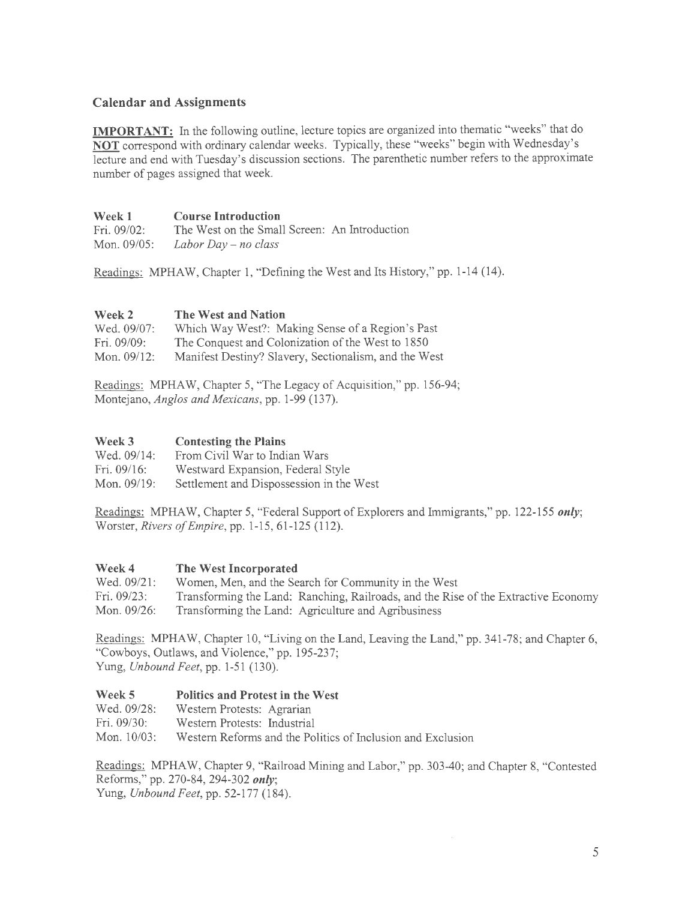## Calendar and Assignments

**IMPORTANT:** In the following outline, lecture topics are organized into thematic "weeks" that do **NOT** correspond with ordinary calendar weeks. Typically, these "weeks" begin with Wednesday's lecture and end with Tuesday's discussion sections. The parenthetic number refers to the approximate number of pages assigned that week.

**Week 1 Course Introduction**

Fri. 09/02: The West on the Small Screen: An Introduction
Mon. 09/05: *Labor Day – no class*

Readings: MPHAW, Chapter 1, "Defining the West and Its History," pp. 1-14 (14).

**Week 2 The West and Nation**

Wed. 09/07: Which Way West?: Making Sense of a Region's Past
Fri. 09/09: The Conquest and Colonization of the West to 1850
Mon. 09/12: Manifest Destiny? Slavery, Sectionalism, and the West

Readings: MPHAW, Chapter 5, "The Legacy of Acquisition," pp. 156-94;
Montejano, *Anglos and Mexicans*, pp. 1-99 (137).

**Week 3 Contesting the Plains**

Wed. 09/14: From Civil War to Indian Wars
Fri. 09/16: Westward Expansion, Federal Style
Mon. 09/19: Settlement and Dispossession in the West

Readings: MPHAW, Chapter 5, "Federal Support of Explorers and Immigrants," pp. 122-155 ***only***;
Worster, *Rivers of Empire*, pp. 1-15, 61-125 (112).

**Week 4 The West Incorporated**

Wed. 09/21: Women, Men, and the Search for Community in the West
Fri. 09/23: Transforming the Land: Ranching, Railroads, and the Rise of the Extractive Economy
Mon. 09/26: Transforming the Land: Agriculture and Agribusiness

Readings: MPHAW, Chapter 10, "Living on the Land, Leaving the Land," pp. 341-78; and Chapter 6, "Cowboys, Outlaws, and Violence," pp. 195-237;
Yung, *Unbound Feet*, pp. 1-51 (130).

**Week 5 Politics and Protest in the West**

Wed. 09/28: Western Protests: Agrarian
Fri. 09/30: Western Protests: Industrial
Mon. 10/03: Western Reforms and the Politics of Inclusion and Exclusion

Readings: MPHAW, Chapter 9, "Railroad Mining and Labor," pp. 303-40; and Chapter 8, "Contested Reforms," pp. 270-84, 294-302 ***only***;
Yung, *Unbound Feet*, pp. 52-177 (184).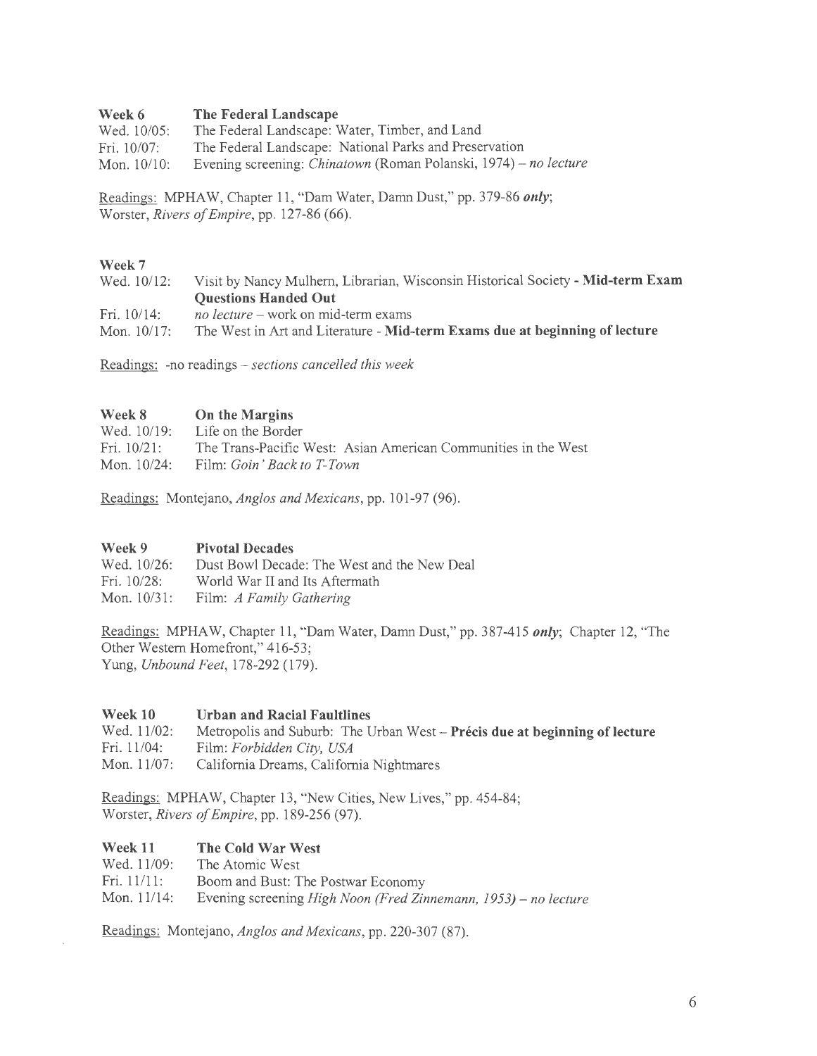**Week 6** **The Federal Landscape**

Wed. 10/05: The Federal Landscape: Water, Timber, and Land
Fri. 10/07: The Federal Landscape: National Parks and Preservation
Mon. 10/10: Evening screening: *Chinatown* (Roman Polanski, 1974) – *no lecture*

Readings: MPHAW, Chapter 11, "Dam Water, Damn Dust," pp. 379-86 ***only***; Worster, *Rivers of Empire*, pp. 127-86 (66).

**Week 7**

Wed. 10/12: Visit by Nancy Mulhern, Librarian, Wisconsin Historical Society - **Mid-term Exam Questions Handed Out**
Fri. 10/14: *no lecture* – work on mid-term exams
Mon. 10/17: The West in Art and Literature - **Mid-term Exams due at beginning of lecture**

Readings: -no readings – *sections cancelled this week*

**Week 8** **On the Margins**

Wed. 10/19: Life on the Border
Fri. 10/21: The Trans-Pacific West: Asian American Communities in the West
Mon. 10/24: Film: *Goin' Back to T-Town*

Readings: Montejano, *Anglos and Mexicans*, pp. 101-97 (96).

**Week 9** **Pivotal Decades**

Wed. 10/26: Dust Bowl Decade: The West and the New Deal
Fri. 10/28: World War II and Its Aftermath
Mon. 10/31: Film: *A Family Gathering*

Readings: MPHAW, Chapter 11, "Dam Water, Damn Dust," pp. 387-415 ***only***; Chapter 12, "The Other Western Homefront," 416-53; Yung, *Unbound Feet*, 178-292 (179).

**Week 10** **Urban and Racial Faultlines**

Wed. 11/02: Metropolis and Suburb: The Urban West – **Précis due at beginning of lecture**
Fri. 11/04: Film: *Forbidden City, USA*
Mon. 11/07: California Dreams, California Nightmares

Readings: MPHAW, Chapter 13, "New Cities, New Lives," pp. 454-84; Worster, *Rivers of Empire*, pp. 189-256 (97).

**Week 11** **The Cold War West**

Wed. 11/09: The Atomic West
Fri. 11/11: Boom and Bust: The Postwar Economy
Mon. 11/14: Evening screening *High Noon (Fred Zinnemann, 1953)* – *no lecture*

Readings: Montejano, *Anglos and Mexicans*, pp. 220-307 (87).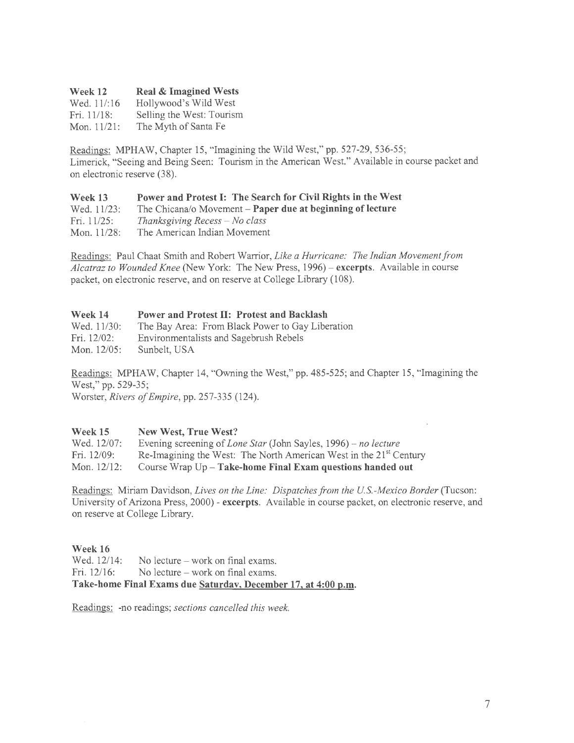**Week 12 Real & Imagined Wests**
Wed. 11/:16 Hollywood's Wild West
Fri. 11/18: Selling the West: Tourism
Mon. 11/21: The Myth of Santa Fe

Readings: MPHAW, Chapter 15, "Imagining the Wild West," pp. 527-29, 536-55;
Limerick, "Seeing and Being Seen: Tourism in the American West." Available in course packet and on electronic reserve (38).

**Week 13 Power and Protest I: The Search for Civil Rights in the West**
Wed. 11/23: The Chicana/o Movement – **Paper due at beginning of lecture**
Fri. 11/25: *Thanksgiving Recess – No class*
Mon. 11/28: The American Indian Movement

Readings: Paul Chaat Smith and Robert Warrior, *Like a Hurricane: The Indian Movement from Alcatraz to Wounded Knee* (New York: The New Press, 1996) – **excerpts**. Available in course packet, on electronic reserve, and on reserve at College Library (108).

**Week 14 Power and Protest II: Protest and Backlash**
Wed. 11/30: The Bay Area: From Black Power to Gay Liberation
Fri. 12/02: Environmentalists and Sagebrush Rebels
Mon. 12/05: Sunbelt, USA

Readings: MPHAW, Chapter 14, "Owning the West," pp. 485-525; and Chapter 15, "Imagining the West," pp. 529-35;
Worster, *Rivers of Empire*, pp. 257-335 (124).

**Week 15 New West, True West?**
Wed. 12/07: Evening screening of *Lone Star* (John Sayles, 1996) – *no lecture*
Fri. 12/09: Re-Imagining the West: The North American West in the 21st Century
Mon. 12/12: Course Wrap Up – **Take-home Final Exam questions handed out**

Readings: Miriam Davidson, *Lives on the Line: Dispatches from the U.S.-Mexico Border* (Tucson: University of Arizona Press, 2000) - **excerpts**. Available in course packet, on electronic reserve, and on reserve at College Library.

**Week 16**
Wed. 12/14: No lecture – work on final exams.
Fri. 12/16: No lecture – work on final exams.
**Take-home Final Exams due Saturday, December 17, at 4:00 p.m.**

Readings: -no readings; *sections cancelled this week.*